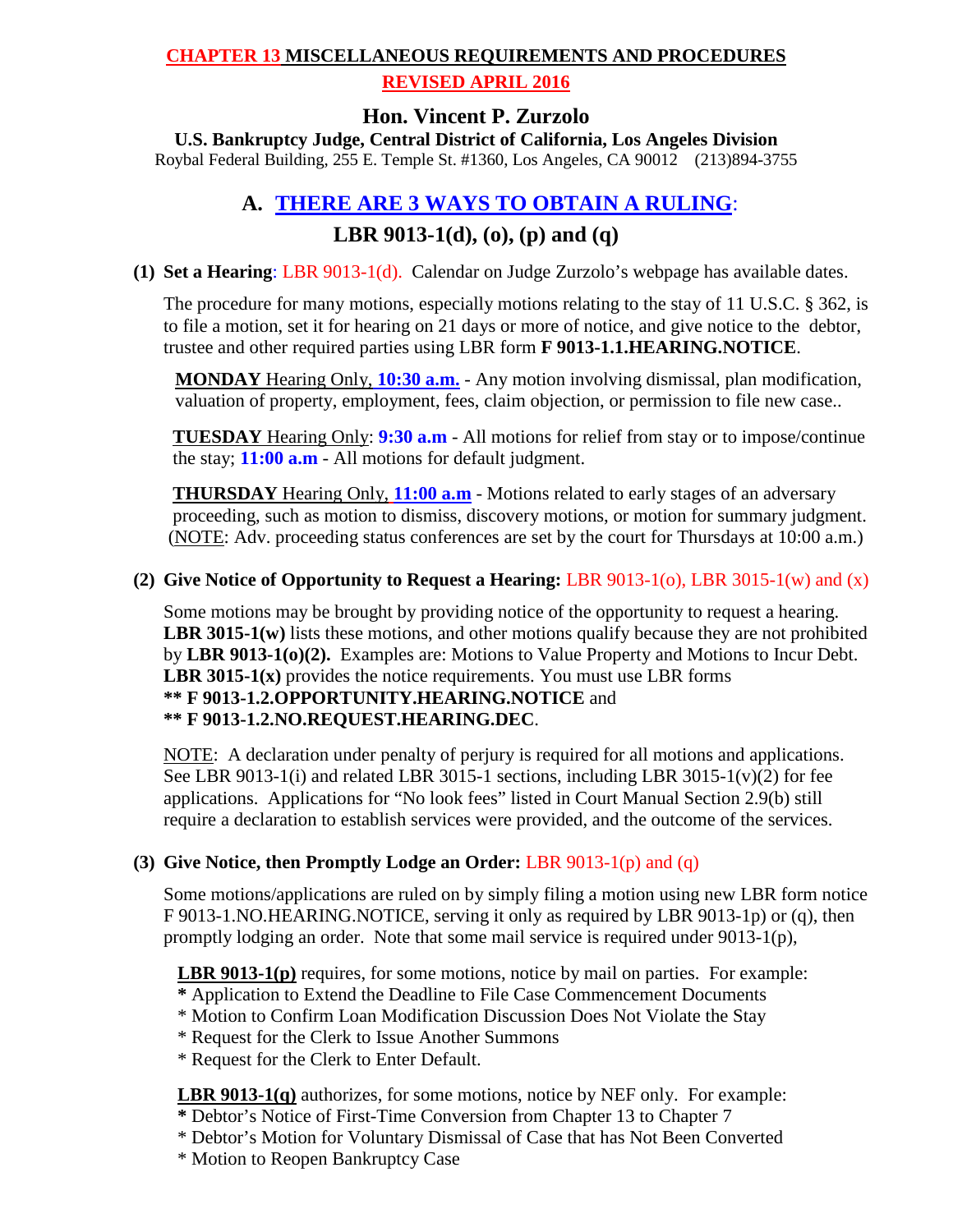# CHAPTER 13 MISCELLANEOUS REQUIREMENTS AND PROCEDURES

**REVISED APRIL 2016**

## Hon. Vincent P. Zurzolo

**U.S. Bankruptcy Judge, Central District of California, Los Angeles Division**

Roybal Federal Building, 255 E. Temple St. #1360, Los Angeles, CA 90012 (213)894-3755

## A. THERE ARE 3 WAYS TO OBTAIN A RULING:

## LBR 9013-1(d), (o), (p) and (q)

**(1) Set a Hearing**: LBR 9013-1(d). Calendar on Judge Zurzolo's webpage has available dates.

The procedure for many motions, especially motions relating to the stay of 11 U.S.C. § 362, is to file a motion, set it for hearing on 21 days or more of notice, and give notice to the debtor, trustee and other required parties using LBR form **F 9013-1.1.HEARING.NOTICE**.

**MONDAY** Hearing Only, **10:30 a.m.** - Any motion involving dismissal, plan modification, valuation of property, employment, fees, claim objection, or permission to file new case..

**TUESDAY** Hearing Only: **9:30 a.m** - All motions for relief from stay or to impose/continue the stay; **11:00 a.m** - All motions for default judgment.

**THURSDAY** Hearing Only, **11:00 a.m** - Motions related to early stages of an adversary proceeding, such as motion to dismiss, discovery motions, or motion for summary judgment. (NOTE: Adv. proceeding status conferences are set by the court for Thursdays at 10:00 a.m.)

**(2) Give Notice of Opportunity to Request a Hearing:** LBR 9013-1(o), LBR 3015-1(w) and (x)

Some motions may be brought by providing notice of the opportunity to request a hearing. **LBR 3015-1(w)** lists these motions, and other motions qualify because they are not prohibited by **LBR 9013-1(o)(2).** Examples are: Motions to Value Property and Motions to Incur Debt. **LBR 3015-1(x)** provides the notice requirements. You must use LBR forms
**\*\* F 9013-1.2.OPPORTUNITY.HEARING.NOTICE** and
**\*\* F 9013-1.2.NO.REQUEST.HEARING.DEC**.

NOTE: A declaration under penalty of perjury is required for all motions and applications. See LBR 9013-1(i) and related LBR 3015-1 sections, including LBR 3015-1(v)(2) for fee applications. Applications for "No look fees" listed in Court Manual Section 2.9(b) still require a declaration to establish services were provided, and the outcome of the services.

**(3) Give Notice, then Promptly Lodge an Order:** LBR 9013-1(p) and (q)

Some motions/applications are ruled on by simply filing a motion using new LBR form notice F 9013-1.NO.HEARING.NOTICE, serving it only as required by LBR 9013-1p) or (q), then promptly lodging an order. Note that some mail service is required under 9013-1(p),

**LBR 9013-1(p)** requires, for some motions, notice by mail on parties. For example:
* Application to Extend the Deadline to File Case Commencement Documents
* Motion to Confirm Loan Modification Discussion Does Not Violate the Stay
* Request for the Clerk to Issue Another Summons
* Request for the Clerk to Enter Default.

**LBR 9013-1(q)** authorizes, for some motions, notice by NEF only. For example:
* Debtor's Notice of First-Time Conversion from Chapter 13 to Chapter 7
* Debtor's Motion for Voluntary Dismissal of Case that has Not Been Converted
* Motion to Reopen Bankruptcy Case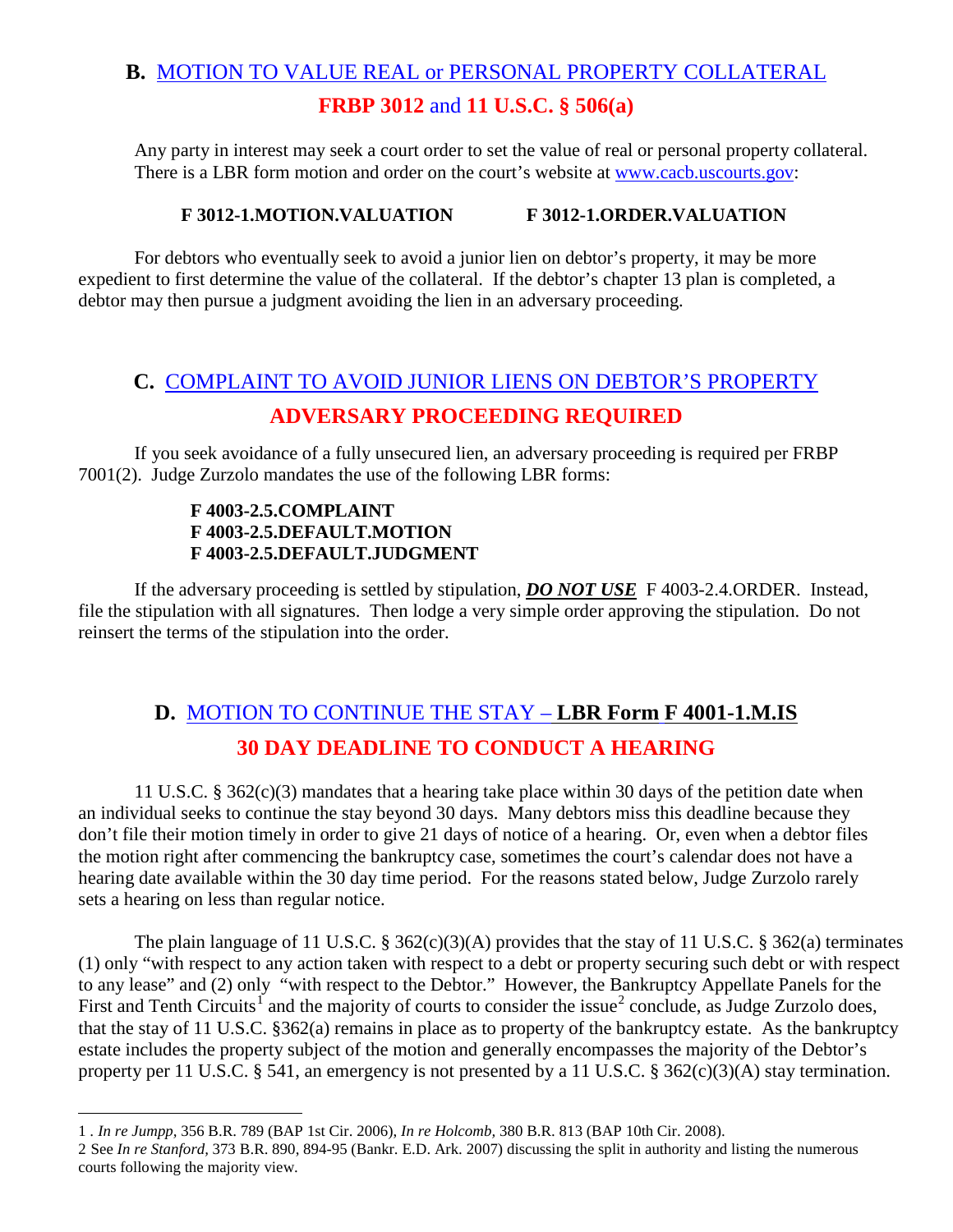## B. MOTION TO VALUE REAL or PERSONAL PROPERTY COLLATERAL

**FRBP 3012 and 11 U.S.C. § 506(a)**

Any party in interest may seek a court order to set the value of real or personal property collateral. There is a LBR form motion and order on the court's website at www.cacb.uscourts.gov:

**F 3012-1.MOTION.VALUATION** **F 3012-1.ORDER.VALUATION**

For debtors who eventually seek to avoid a junior lien on debtor's property, it may be more expedient to first determine the value of the collateral. If the debtor's chapter 13 plan is completed, a debtor may then pursue a judgment avoiding the lien in an adversary proceeding.

## C. COMPLAINT TO AVOID JUNIOR LIENS ON DEBTOR'S PROPERTY

**ADVERSARY PROCEEDING REQUIRED**

If you seek avoidance of a fully unsecured lien, an adversary proceeding is required per FRBP 7001(2). Judge Zurzolo mandates the use of the following LBR forms:

**F 4003-2.5.COMPLAINT**
**F 4003-2.5.DEFAULT.MOTION**
**F 4003-2.5.DEFAULT.JUDGMENT**

If the adversary proceeding is settled by stipulation, ***DO NOT USE*** F 4003-2.4.ORDER. Instead, file the stipulation with all signatures. Then lodge a very simple order approving the stipulation. Do not reinsert the terms of the stipulation into the order.

## D. MOTION TO CONTINUE THE STAY – LBR Form F 4001-1.M.IS

**30 DAY DEADLINE TO CONDUCT A HEARING**

11 U.S.C. § 362(c)(3) mandates that a hearing take place within 30 days of the petition date when an individual seeks to continue the stay beyond 30 days. Many debtors miss this deadline because they don't file their motion timely in order to give 21 days of notice of a hearing. Or, even when a debtor files the motion right after commencing the bankruptcy case, sometimes the court's calendar does not have a hearing date available within the 30 day time period. For the reasons stated below, Judge Zurzolo rarely sets a hearing on less than regular notice.

The plain language of 11 U.S.C. § 362(c)(3)(A) provides that the stay of 11 U.S.C. § 362(a) terminates (1) only "with respect to any action taken with respect to a debt or property securing such debt or with respect to any lease" and (2) only "with respect to the Debtor." However, the Bankruptcy Appellate Panels for the First and Tenth Circuits[1] and the majority of courts to consider the issue[2] conclude, as Judge Zurzolo does, that the stay of 11 U.S.C. §362(a) remains in place as to property of the bankruptcy estate. As the bankruptcy estate includes the property subject of the motion and generally encompasses the majority of the Debtor's property per 11 U.S.C. § 541, an emergency is not presented by a 11 U.S.C. § 362(c)(3)(A) stay termination.

---

1 . *In re Jumpp,* 356 B.R. 789 (BAP 1st Cir. 2006), *In re Holcomb,* 380 B.R. 813 (BAP 10th Cir. 2008).

2 See *In re Stanford,* 373 B.R. 890, 894-95 (Bankr. E.D. Ark. 2007) discussing the split in authority and listing the numerous courts following the majority view.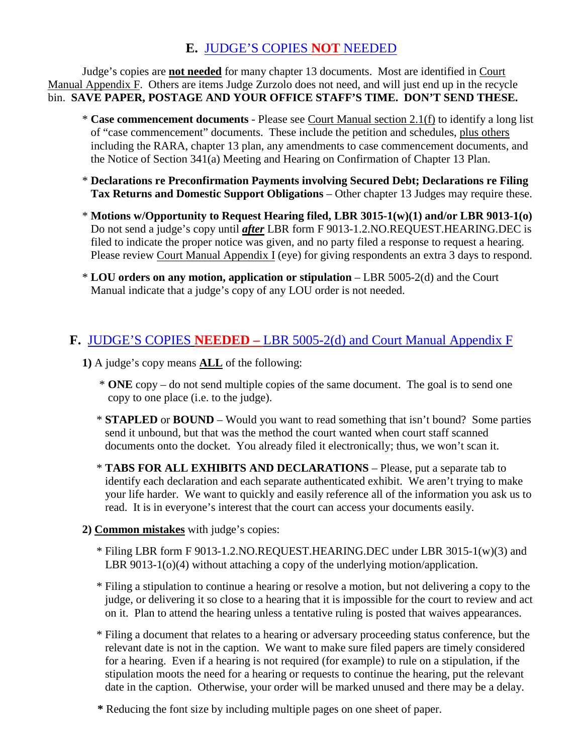## E. JUDGE'S COPIES **NOT** NEEDED

Judge's copies are **not needed** for many chapter 13 documents. Most are identified in Court Manual Appendix F. Others are items Judge Zurzolo does not need, and will just end up in the recycle bin. **SAVE PAPER, POSTAGE AND YOUR OFFICE STAFF'S TIME. DON'T SEND THESE.**

- **Case commencement documents** - Please see Court Manual section 2.1(f) to identify a long list of "case commencement" documents. These include the petition and schedules, plus others including the RARA, chapter 13 plan, any amendments to case commencement documents, and the Notice of Section 341(a) Meeting and Hearing on Confirmation of Chapter 13 Plan.
- **Declarations re Preconfirmation Payments involving Secured Debt; Declarations re Filing Tax Returns and Domestic Support Obligations** – Other chapter 13 Judges may require these.
- **Motions w/Opportunity to Request Hearing filed, LBR 3015-1(w)(1) and/or LBR 9013-1(o)** Do not send a judge's copy until ***after*** LBR form F 9013-1.2.NO.REQUEST.HEARING.DEC is filed to indicate the proper notice was given, and no party filed a response to request a hearing. Please review Court Manual Appendix I (eye) for giving respondents an extra 3 days to respond.
- **LOU orders on any motion, application or stipulation** – LBR 5005-2(d) and the Court Manual indicate that a judge's copy of any LOU order is not needed.

## F. JUDGE'S COPIES **NEEDED –** LBR 5005-2(d) and Court Manual Appendix F

**1)** A judge's copy means **ALL** of the following:

- **ONE** copy – do not send multiple copies of the same document. The goal is to send one copy to one place (i.e. to the judge).
- **STAPLED** or **BOUND** – Would you want to read something that isn't bound? Some parties send it unbound, but that was the method the court wanted when court staff scanned documents onto the docket. You already filed it electronically; thus, we won't scan it.
- **TABS FOR ALL EXHIBITS AND DECLARATIONS** – Please, put a separate tab to identify each declaration and each separate authenticated exhibit. We aren't trying to make your life harder. We want to quickly and easily reference all of the information you ask us to read. It is in everyone's interest that the court can access your documents easily.

**2) Common mistakes** with judge's copies:

- Filing LBR form F 9013-1.2.NO.REQUEST.HEARING.DEC under LBR 3015-1(w)(3) and LBR 9013-1(o)(4) without attaching a copy of the underlying motion/application.
- Filing a stipulation to continue a hearing or resolve a motion, but not delivering a copy to the judge, or delivering it so close to a hearing that it is impossible for the court to review and act on it. Plan to attend the hearing unless a tentative ruling is posted that waives appearances.
- Filing a document that relates to a hearing or adversary proceeding status conference, but the relevant date is not in the caption. We want to make sure filed papers are timely considered for a hearing. Even if a hearing is not required (for example) to rule on a stipulation, if the stipulation moots the need for a hearing or requests to continue the hearing, put the relevant date in the caption. Otherwise, your order will be marked unused and there may be a delay.
- Reducing the font size by including multiple pages on one sheet of paper.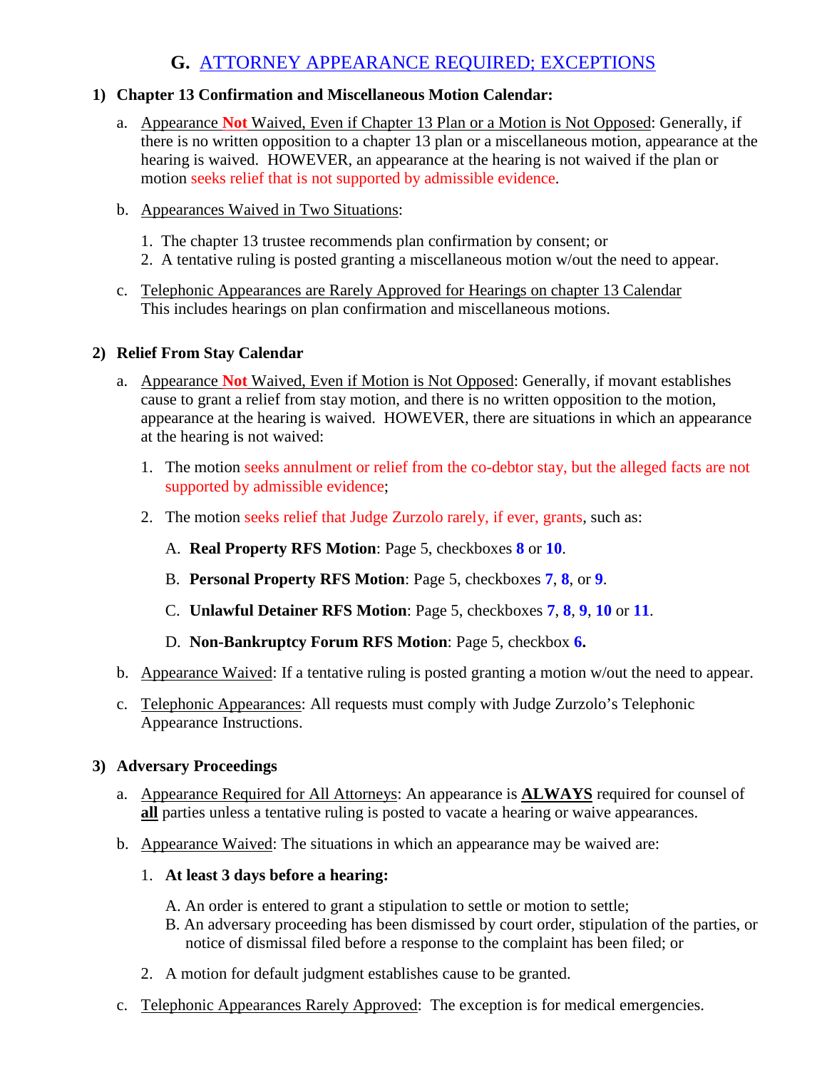## G. ATTORNEY APPEARANCE REQUIRED; EXCEPTIONS

**1) Chapter 13 Confirmation and Miscellaneous Motion Calendar:**

a. Appearance **Not** Waived, Even if Chapter 13 Plan or a Motion is Not Opposed: Generally, if there is no written opposition to a chapter 13 plan or a miscellaneous motion, appearance at the hearing is waived. HOWEVER, an appearance at the hearing is not waived if the plan or motion seeks relief that is not supported by admissible evidence.

b. Appearances Waived in Two Situations:

1. The chapter 13 trustee recommends plan confirmation by consent; or
2. A tentative ruling is posted granting a miscellaneous motion w/out the need to appear.

c. Telephonic Appearances are Rarely Approved for Hearings on chapter 13 Calendar
This includes hearings on plan confirmation and miscellaneous motions.

**2) Relief From Stay Calendar**

a. Appearance **Not** Waived, Even if Motion is Not Opposed: Generally, if movant establishes cause to grant a relief from stay motion, and there is no written opposition to the motion, appearance at the hearing is waived. HOWEVER, there are situations in which an appearance at the hearing is not waived:

1. The motion seeks annulment or relief from the co-debtor stay, but the alleged facts are not supported by admissible evidence;

2. The motion seeks relief that Judge Zurzolo rarely, if ever, grants, such as:

A. **Real Property RFS Motion**: Page 5, checkboxes **8** or **10**.

B. **Personal Property RFS Motion**: Page 5, checkboxes **7**, **8**, or **9**.

C. **Unlawful Detainer RFS Motion**: Page 5, checkboxes **7**, **8**, **9**, **10** or **11**.

D. **Non-Bankruptcy Forum RFS Motion**: Page 5, checkbox **6.**

b. Appearance Waived: If a tentative ruling is posted granting a motion w/out the need to appear.

c. Telephonic Appearances: All requests must comply with Judge Zurzolo's Telephonic Appearance Instructions.

**3) Adversary Proceedings**

a. Appearance Required for All Attorneys: An appearance is **ALWAYS** required for counsel of **all** parties unless a tentative ruling is posted to vacate a hearing or waive appearances.

b. Appearance Waived: The situations in which an appearance may be waived are:

1. **At least 3 days before a hearing:**

A. An order is entered to grant a stipulation to settle or motion to settle;
B. An adversary proceeding has been dismissed by court order, stipulation of the parties, or notice of dismissal filed before a response to the complaint has been filed; or

2. A motion for default judgment establishes cause to be granted.

c. Telephonic Appearances Rarely Approved: The exception is for medical emergencies.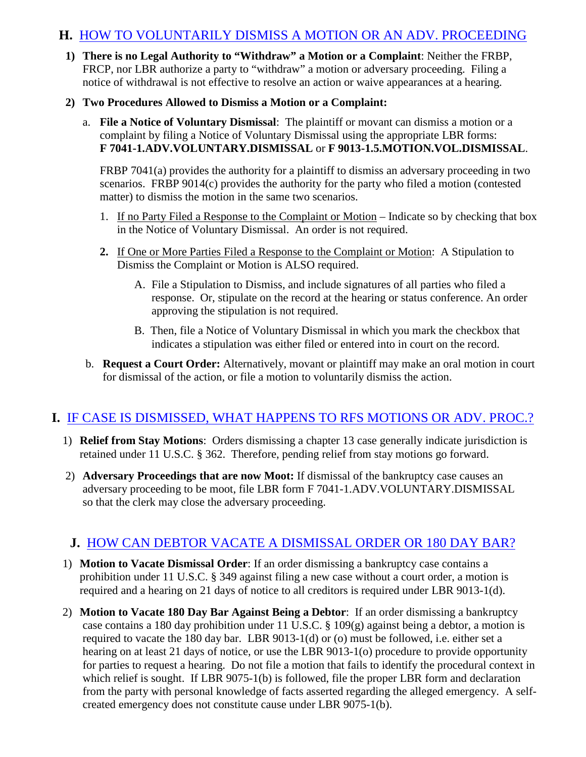## H. HOW TO VOLUNTARILY DISMISS A MOTION OR AN ADV. PROCEEDING

1) **There is no Legal Authority to "Withdraw" a Motion or a Complaint**: Neither the FRBP, FRCP, nor LBR authorize a party to "withdraw" a motion or adversary proceeding. Filing a notice of withdrawal is not effective to resolve an action or waive appearances at a hearing.

2) **Two Procedures Allowed to Dismiss a Motion or a Complaint:**

   a. **File a Notice of Voluntary Dismissal**: The plaintiff or movant can dismiss a motion or a complaint by filing a Notice of Voluntary Dismissal using the appropriate LBR forms: **F 7041-1.ADV.VOLUNTARY.DISMISSAL** or **F 9013-1.5.MOTION.VOL.DISMISSAL**.

   FRBP 7041(a) provides the authority for a plaintiff to dismiss an adversary proceeding in two scenarios. FRBP 9014(c) provides the authority for the party who filed a motion (contested matter) to dismiss the motion in the same two scenarios.

   1. If no Party Filed a Response to the Complaint or Motion – Indicate so by checking that box in the Notice of Voluntary Dismissal. An order is not required.

   **2.** If One or More Parties Filed a Response to the Complaint or Motion: A Stipulation to Dismiss the Complaint or Motion is ALSO required.

      A. File a Stipulation to Dismiss, and include signatures of all parties who filed a response. Or, stipulate on the record at the hearing or status conference. An order approving the stipulation is not required.

      B. Then, file a Notice of Voluntary Dismissal in which you mark the checkbox that indicates a stipulation was either filed or entered into in court on the record.

   b. **Request a Court Order:** Alternatively, movant or plaintiff may make an oral motion in court for dismissal of the action, or file a motion to voluntarily dismiss the action.

## I. IF CASE IS DISMISSED, WHAT HAPPENS TO RFS MOTIONS OR ADV. PROC.?

1) **Relief from Stay Motions**: Orders dismissing a chapter 13 case generally indicate jurisdiction is retained under 11 U.S.C. § 362. Therefore, pending relief from stay motions go forward.

2) **Adversary Proceedings that are now Moot:** If dismissal of the bankruptcy case causes an adversary proceeding to be moot, file LBR form F 7041-1.ADV.VOLUNTARY.DISMISSAL so that the clerk may close the adversary proceeding.

## J. HOW CAN DEBTOR VACATE A DISMISSAL ORDER OR 180 DAY BAR?

1) **Motion to Vacate Dismissal Order**: If an order dismissing a bankruptcy case contains a prohibition under 11 U.S.C. § 349 against filing a new case without a court order, a motion is required and a hearing on 21 days of notice to all creditors is required under LBR 9013-1(d).

2) **Motion to Vacate 180 Day Bar Against Being a Debtor**: If an order dismissing a bankruptcy case contains a 180 day prohibition under 11 U.S.C. § 109(g) against being a debtor, a motion is required to vacate the 180 day bar. LBR 9013-1(d) or (o) must be followed, i.e. either set a hearing on at least 21 days of notice, or use the LBR 9013-1(o) procedure to provide opportunity for parties to request a hearing. Do not file a motion that fails to identify the procedural context in which relief is sought. If LBR 9075-1(b) is followed, file the proper LBR form and declaration from the party with personal knowledge of facts asserted regarding the alleged emergency. A self-created emergency does not constitute cause under LBR 9075-1(b).